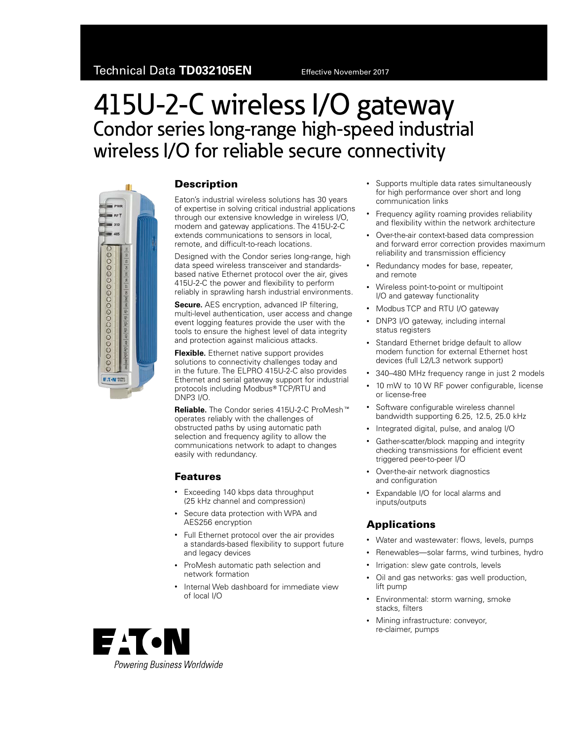Technical Data **TD032105EN** Effective November 2017

# 415U-2-C wireless I/O gateway

## Condor series long-range high-speed industrial wireless I/O for reliable secure connectivity

### Description

Eaton's industrial wireless solutions has 30 years of expertise in solving critical industrial applications through our extensive knowledge in wireless I/O, modem and gateway applications. The 415U-2-C extends communications to sensors in local, remote, and difficult-to-reach locations.

Designed with the Condor series long-range, high data speed wireless transceiver and standards-based native Ethernet protocol over the air, gives 415U-2-C the power and flexibility to perform reliably in sprawling harsh industrial environments.

**Secure.** AES encryption, advanced IP filtering, multi-level authentication, user access and change event logging features provide the user with the tools to ensure the highest level of data integrity and protection against malicious attacks.

**Flexible.** Ethernet native support provides solutions to connectivity challenges today and in the future. The ELPRO 415U-2-C also provides Ethernet and serial gateway support for industrial protocols including Modbus® TCP/RTU and DNP3 I/O.

**Reliable.** The Condor series 415U-2-C ProMesh™ operates reliably with the challenges of obstructed paths by using automatic path selection and frequency agility to allow the communications network to adapt to changes easily with redundancy.

### Features

- Exceeding 140 kbps data throughput (25 kHz channel and compression)
- Secure data protection with WPA and AES256 encryption
- Full Ethernet protocol over the air provides a standards-based flexibility to support future and legacy devices
- ProMesh automatic path selection and network formation
- Internal Web dashboard for immediate view of local I/O
- Supports multiple data rates simultaneously for high performance over short and long communication links
- Frequency agility roaming provides reliability and flexibility within the network architecture
- Over-the-air context-based data compression and forward error correction provides maximum reliability and transmission efficiency
- Redundancy modes for base, repeater, and remote
- Wireless point-to-point or multipoint I/O and gateway functionality
- Modbus TCP and RTU I/O gateway
- DNP3 I/O gateway, including internal status registers
- Standard Ethernet bridge default to allow modem function for external Ethernet host devices (full L2/L3 network support)
- 340–480 MHz frequency range in just 2 models
- 10 mW to 10 W RF power configurable, license or license-free
- Software configurable wireless channel bandwidth supporting 6.25, 12.5, 25.0 kHz
- Integrated digital, pulse, and analog I/O
- Gather-scatter/block mapping and integrity checking transmissions for efficient event triggered peer-to-peer I/O
- Over-the-air network diagnostics and configuration
- Expandable I/O for local alarms and inputs/outputs

### Applications

- Water and wastewater: flows, levels, pumps
- Renewables—solar farms, wind turbines, hydro
- Irrigation: slew gate controls, levels
- Oil and gas networks: gas well production, lift pump
- Environmental: storm warning, smoke stacks, filters
- Mining infrastructure: conveyor, re-claimer, pumps

EATON
*Powering Business Worldwide*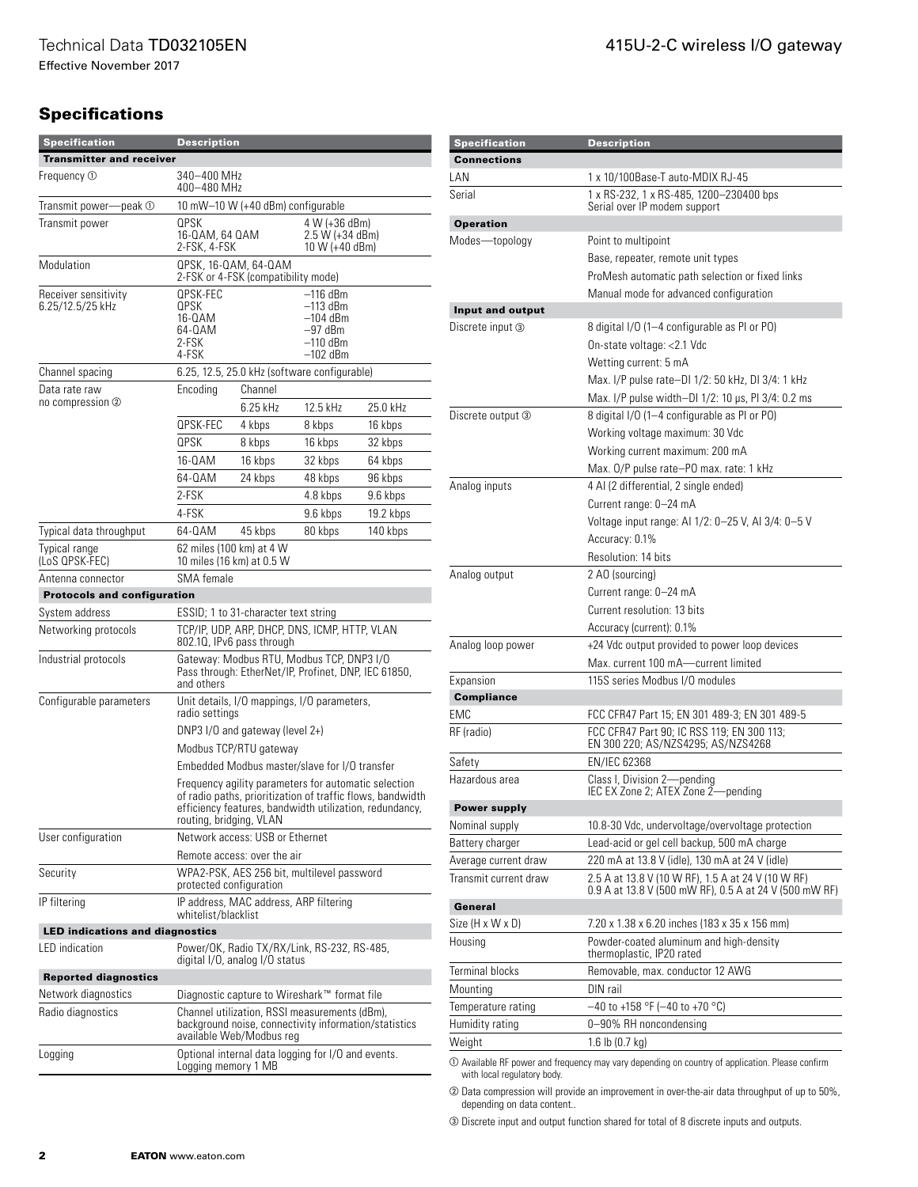## Specifications

| Specification | Description | | | |
|---|---|---|---|---|
| **Transmitter and receiver** | | | | |
| Frequency ① | 340–400 MHz<br>400–480 MHz | | | |
| Transmit power—peak ① | 10 mW–10 W (+40 dBm) configurable | | | |
| Transmit power | QPSK<br>16-QAM, 64 QAM<br>2-FSK, 4-FSK | | 4 W (+36 dBm)<br>2.5 W (+34 dBm)<br>10 W (+40 dBm) | |
| Modulation | QPSK, 16-QAM, 64-QAM<br>2-FSK or 4-FSK (compatibility mode) | | | |
| Receiver sensitivity 6.25/12.5/25 kHz | QPSK-FEC<br>QPSK<br>16-QAM<br>64-QAM<br>2-FSK<br>4-FSK | | –116 dBm<br>–113 dBm<br>–104 dBm<br>–97 dBm<br>–110 dBm<br>–102 dBm | |
| Channel spacing | 6.25, 12.5, 25.0 kHz (software configurable) | | | |
| Data rate raw no compression ② | Encoding | Channel | | |
| | | 6.25 kHz | 12.5 kHz | 25.0 kHz |
| | QPSK-FEC | 4 kbps | 8 kbps | 16 kbps |
| | QPSK | 8 kbps | 16 kbps | 32 kbps |
| | 16-QAM | 16 kbps | 32 kbps | 64 kbps |
| | 64-QAM | 24 kbps | 48 kbps | 96 kbps |
| | 2-FSK | | 4.8 kbps | 9.6 kbps |
| | 4-FSK | | 9.6 kbps | 19.2 kbps |
| Typical data throughput | 64-QAM | 45 kbps | 80 kbps | 140 kbps |
| Typical range (LoS QPSK-FEC) | 62 miles (100 km) at 4 W<br>10 miles (16 km) at 0.5 W | | | |
| Antenna connector | SMA female | | | |
| **Protocols and configuration** | | | | |
| System address | ESSID; 1 to 31-character text string | | | |
| Networking protocols | TCP/IP, UDP, ARP, DHCP, DNS, ICMP, HTTP, VLAN 802.1Q, IPv6 pass through | | | |
| Industrial protocols | Gateway: Modbus RTU, Modbus TCP, DNP3 I/O<br>Pass through: EtherNet/IP, Profinet, DNP, IEC 61850, and others | | | |
| Configurable parameters | Unit details, I/O mappings, I/O parameters, radio settings | | | |
| | DNP3 I/O and gateway (level 2+) | | | |
| | Modbus TCP/RTU gateway | | | |
| | Embedded Modbus master/slave for I/O transfer | | | |
| | Frequency agility parameters for automatic selection of radio paths, prioritization of traffic flows, bandwidth efficiency features, bandwidth utilization, redundancy, routing, bridging, VLAN | | | |
| User configuration | Network access: USB or Ethernet | | | |
| | Remote access: over the air | | | |
| Security | WPA2-PSK, AES 256 bit, multilevel password protected configuration | | | |
| IP filtering | IP address, MAC address, ARP filtering whitelist/blacklist | | | |
| **LED indications and diagnostics** | | | | |
| LED indication | Power/OK, Radio TX/RX/Link, RS-232, RS-485, digital I/O, analog I/O status | | | |
| **Reported diagnostics** | | | | |
| Network diagnostics | Diagnostic capture to Wireshark™ format file | | | |
| Radio diagnostics | Channel utilization, RSSI measurements (dBm), background noise, connectivity information/statistics available Web/Modbus reg | | | |
| Logging | Optional internal data logging for I/O and events. Logging memory 1 MB | | | |

| Specification | Description |
|---|---|
| **Connections** | |
| LAN | 1 x 10/100Base-T auto-MDIX RJ-45 |
| Serial | 1 x RS-232, 1 x RS-485, 1200–230400 bps<br>Serial over IP modem support |
| **Operation** | |
| Modes—topology | Point to multipoint |
| | Base, repeater, remote unit types |
| | ProMesh automatic path selection or fixed links |
| | Manual mode for advanced configuration |
| **Input and output** | |
| Discrete input ③ | 8 digital I/O (1–4 configurable as PI or PO) |
| | On-state voltage: <2.1 Vdc |
| | Wetting current: 5 mA |
| | Max. I/P pulse rate–DI 1/2: 50 kHz, DI 3/4: 1 kHz |
| | Max. I/P pulse width–DI 1/2: 10 µs, PI 3/4: 0.2 ms |
| Discrete output ③ | 8 digital I/O (1–4 configurable as PI or PO) |
| | Working voltage maximum: 30 Vdc |
| | Working current maximum: 200 mA |
| | Max. O/P pulse rate–PO max. rate: 1 kHz |
| Analog inputs | 4 AI (2 differential, 2 single ended) |
| | Current range: 0–24 mA |
| | Voltage input range: AI 1/2: 0–25 V, AI 3/4: 0–5 V |
| | Accuracy: 0.1% |
| | Resolution: 14 bits |
| Analog output | 2 AO (sourcing) |
| | Current range: 0–24 mA |
| | Current resolution: 13 bits |
| | Accuracy (current): 0.1% |
| Analog loop power | +24 Vdc output provided to power loop devices |
| | Max. current 100 mA—current limited |
| Expansion | 115S series Modbus I/O modules |
| **Compliance** | |
| EMC | FCC CFR47 Part 15; EN 301 489-3; EN 301 489-5 |
| RF (radio) | FCC CFR47 Part 90; IC RSS 119; EN 300 113; EN 300 220; AS/NZS4295; AS/NZS4268 |
| Safety | EN/IEC 62368 |
| Hazardous area | Class I, Division 2—pending<br>IEC EX Zone 2; ATEX Zone 2—pending |
| **Power supply** | |
| Nominal supply | 10.8-30 Vdc, undervoltage/overvoltage protection |
| Battery charger | Lead-acid or gel cell backup, 500 mA charge |
| Average current draw | 220 mA at 13.8 V (idle), 130 mA at 24 V (idle) |
| Transmit current draw | 2.5 A at 13.8 V (10 W RF), 1.5 A at 24 V (10 W RF)<br>0.9 A at 13.8 V (500 mW RF), 0.5 A at 24 V (500 mW RF) |
| **General** | |
| Size (H x W x D) | 7.20 x 1.38 x 6.20 inches (183 x 35 x 156 mm) |
| Housing | Powder-coated aluminum and high-density thermoplastic, IP20 rated |
| Terminal blocks | Removable, max. conductor 12 AWG |
| Mounting | DIN rail |
| Temperature rating | –40 to +158 °F (–40 to +70 °C) |
| Humidity rating | 0–90% RH noncondensing |
| Weight | 1.6 lb (0.7 kg) |

① Available RF power and frequency may vary depending on country of application. Please confirm with local regulatory body.

② Data compression will provide an improvement in over-the-air data throughput of up to 50%, depending on data content..

③ Discrete input and output function shared for total of 8 discrete inputs and outputs.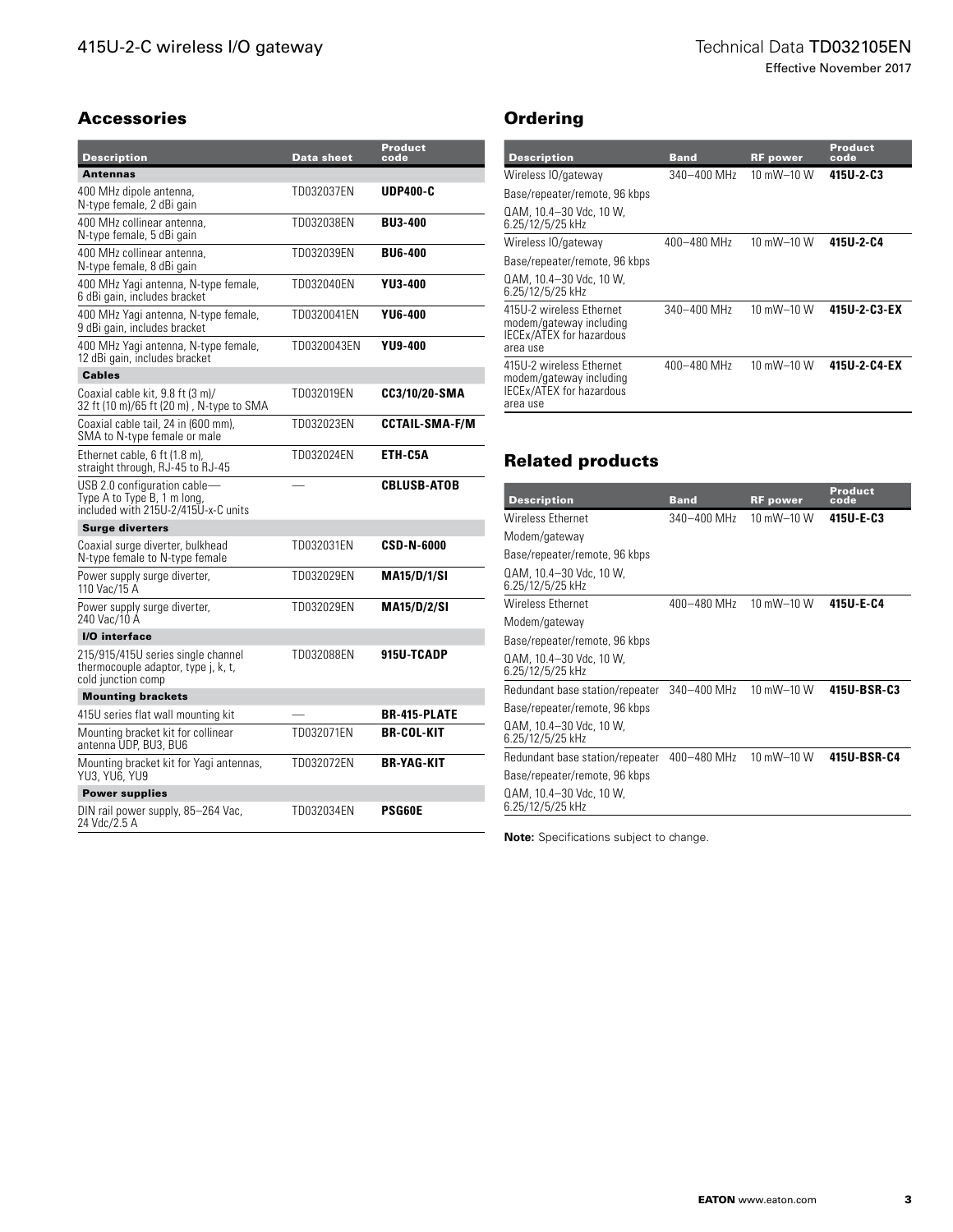## Accessories

| Description | Data sheet | Product code |
|---|---|---|
| **Antennas** | | |
| 400 MHz dipole antenna, N-type female, 2 dBi gain | TD032037EN | **UDP400-C** |
| 400 MHz collinear antenna, N-type female, 5 dBi gain | TD032038EN | **BU3-400** |
| 400 MHz collinear antenna, N-type female, 8 dBi gain | TD032039EN | **BU6-400** |
| 400 MHz Yagi antenna, N-type female, 6 dBi gain, includes bracket | TD032040EN | **YU3-400** |
| 400 MHz Yagi antenna, N-type female, 9 dBi gain, includes bracket | TD0320041EN | **YU6-400** |
| 400 MHz Yagi antenna, N-type female, 12 dBi gain, includes bracket | TD0320043EN | **YU9-400** |
| **Cables** | | |
| Coaxial cable kit, 9.8 ft (3 m)/ 32 ft (10 m)/65 ft (20 m) , N-type to SMA | TD032019EN | **CC3/10/20-SMA** |
| Coaxial cable tail, 24 in (600 mm), SMA to N-type female or male | TD032023EN | **CCTAIL-SMA-F/M** |
| Ethernet cable, 6 ft (1.8 m), straight through, RJ-45 to RJ-45 | TD032024EN | **ETH-C5A** |
| USB 2.0 configuration cable—Type A to Type B, 1 m long, included with 215U-2/415U-x-C units | — | **CBLUSB-ATOB** |
| **Surge diverters** | | |
| Coaxial surge diverter, bulkhead N-type female to N-type female | TD032031EN | **CSD-N-6000** |
| Power supply surge diverter, 110 Vac/15 A | TD032029EN | **MA15/D/1/SI** |
| Power supply surge diverter, 240 Vac/10 A | TD032029EN | **MA15/D/2/SI** |
| **I/O interface** | | |
| 215/915/415U series single channel thermocouple adaptor, type j, k, t, cold junction comp | TD032088EN | **915U-TCADP** |
| **Mounting brackets** | | |
| 415U series flat wall mounting kit | — | **BR-415-PLATE** |
| Mounting bracket kit for collinear antenna UDP, BU3, BU6 | TD032071EN | **BR-COL-KIT** |
| Mounting bracket kit for Yagi antennas, YU3, YU6, YU9 | TD032072EN | **BR-YAG-KIT** |
| **Power supplies** | | |
| DIN rail power supply, 85–264 Vac, 24 Vdc/2.5 A | TD032034EN | **PSG60E** |

## Ordering

| Description | Band | RF power | Product code |
|---|---|---|---|
| Wireless IO/gateway<br>Base/repeater/remote, 96 kbps<br>QAM, 10.4–30 Vdc, 10 W, 6.25/12/5/25 kHz | 340–400 MHz | 10 mW–10 W | **415U-2-C3** |
| Wireless IO/gateway<br>Base/repeater/remote, 96 kbps<br>QAM, 10.4–30 Vdc, 10 W, 6.25/12/5/25 kHz | 400–480 MHz | 10 mW–10 W | **415U-2-C4** |
| 415U-2 wireless Ethernet modem/gateway including IECEx/ATEX for hazardous area use | 340–400 MHz | 10 mW–10 W | **415U-2-C3-EX** |
| 415U-2 wireless Ethernet modem/gateway including IECEx/ATEX for hazardous area use | 400–480 MHz | 10 mW–10 W | **415U-2-C4-EX** |

## Related products

| Description | Band | RF power | Product code |
|---|---|---|---|
| Wireless Ethernet<br>Modem/gateway<br>Base/repeater/remote, 96 kbps<br>QAM, 10.4–30 Vdc, 10 W, 6.25/12/5/25 kHz | 340–400 MHz | 10 mW–10 W | **415U-E-C3** |
| Wireless Ethernet<br>Modem/gateway<br>Base/repeater/remote, 96 kbps<br>QAM, 10.4–30 Vdc, 10 W, 6.25/12/5/25 kHz | 400–480 MHz | 10 mW–10 W | **415U-E-C4** |
| Redundant base station/repeater<br>Base/repeater/remote, 96 kbps<br>QAM, 10.4–30 Vdc, 10 W, 6.25/12/5/25 kHz | 340–400 MHz | 10 mW–10 W | **415U-BSR-C3** |
| Redundant base station/repeater<br>Base/repeater/remote, 96 kbps<br>QAM, 10.4–30 Vdc, 10 W, 6.25/12/5/25 kHz | 400–480 MHz | 10 mW–10 W | **415U-BSR-C4** |

**Note:** Specifications subject to change.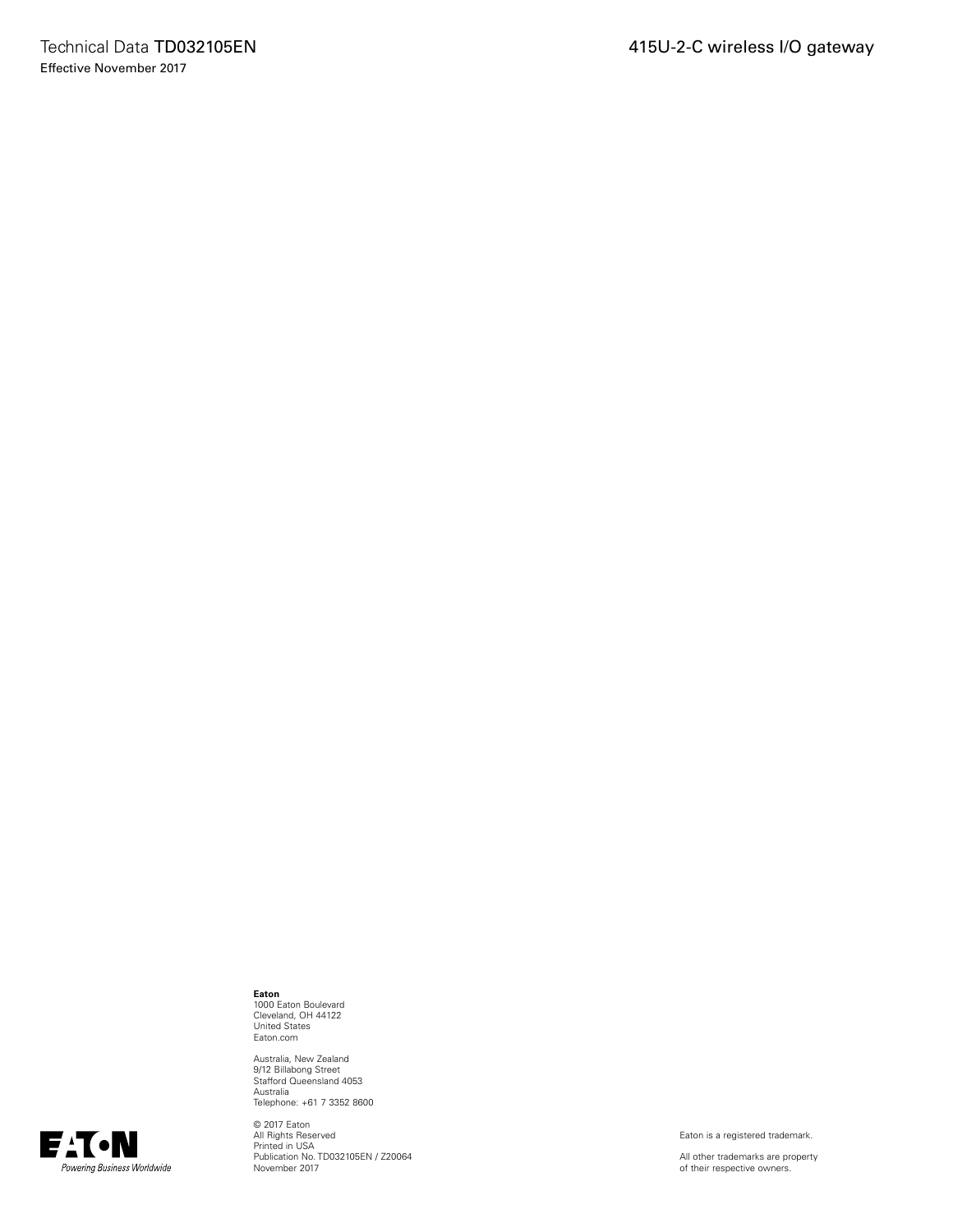**Eaton**
1000 Eaton Boulevard
Cleveland, OH 44122
United States
Eaton.com

Australia, New Zealand
9/12 Billabong Street
Stafford Queensland 4053
Australia
Telephone: +61 7 3352 8600

© 2017 Eaton
All Rights Reserved
Printed in USA
Publication No. TD032105EN / Z20064
November 2017

Eaton is a registered trademark.

All other trademarks are property of their respective owners.